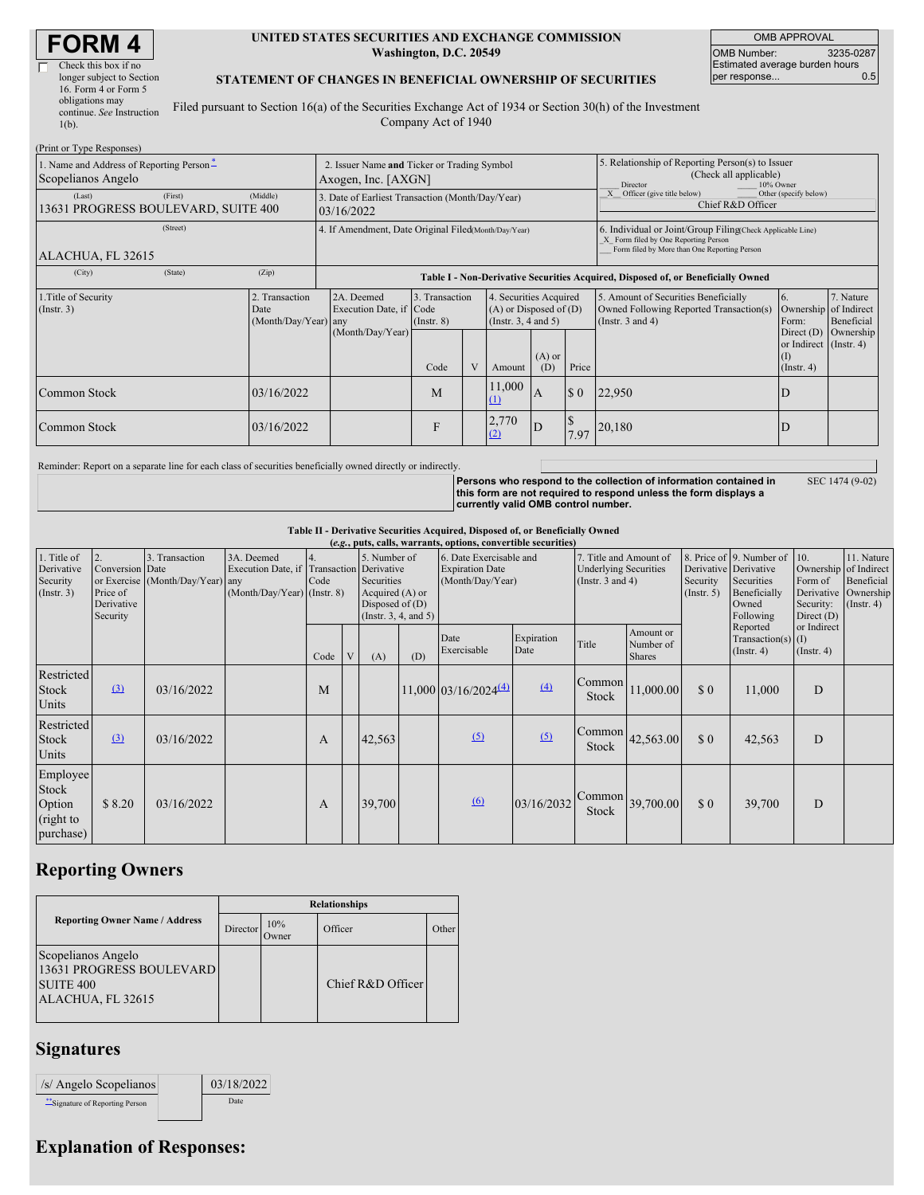# FORM 4

☐ Check this box if no longer subject to Section 16. Form 4 or Form 5 obligations may continue. *See* Instruction 1(b).

**UNITED STATES SECURITIES AND EXCHANGE COMMISSION**
**Washington, D.C. 20549**

**STATEMENT OF CHANGES IN BENEFICIAL OWNERSHIP OF SECURITIES**

Filed pursuant to Section 16(a) of the Securities Exchange Act of 1934 or Section 30(h) of the Investment Company Act of 1940

| OMB APPROVAL | |
|---|---|
| OMB Number: | 3235-0287 |
| Estimated average burden hours per response... | 0.5 |

(Print or Type Responses)

| 1. Name and Address of Reporting Person * | 2. Issuer Name **and** Ticker or Trading Symbol | 5. Relationship of Reporting Person(s) to Issuer (Check all applicable) |
|---|---|---|
| Scopelianos Angelo | Axogen, Inc. [AXGN] | ___ Director ___ 10% Owner |
| (Last) (First) (Middle) 13631 PROGRESS BOULEVARD, SUITE 400 | 3. Date of Earliest Transaction (Month/Day/Year) 03/16/2022 | _X_ Officer (give title below) ___ Other (specify below) Chief R&D Officer |
| (Street) ALACHUA, FL 32615 | 4. If Amendment, Date Original Filed (Month/Day/Year) | 6. Individual or Joint/Group Filing (Check Applicable Line) _X_ Form filed by One Reporting Person ___ Form filed by More than One Reporting Person |
| (City) (State) (Zip) | | |

**Table I - Non-Derivative Securities Acquired, Disposed of, or Beneficially Owned**

| 1.Title of Security (Instr. 3) | 2. Transaction Date (Month/Day/Year) | 2A. Deemed Execution Date, if any (Month/Day/Year) | 3. Transaction Code (Instr. 8) Code | V | 4. Securities Acquired (A) or Disposed of (D) (Instr. 3, 4 and 5) Amount | (A) or (D) | Price | 5. Amount of Securities Beneficially Owned Following Reported Transaction(s) (Instr. 3 and 4) | 6. Ownership Form: Direct (D) or Indirect (I) (Instr. 4) | 7. Nature of Indirect Beneficial Ownership (Instr. 4) |
|---|---|---|---|---|---|---|---|---|---|---|
| Common Stock | 03/16/2022 | | M | | 11,000 (1) | A | $ 0 | 22,950 | D | |
| Common Stock | 03/16/2022 | | F | | 2,770 (2) | D | $ 7.97 | 20,180 | D | |

Reminder: Report on a separate line for each class of securities beneficially owned directly or indirectly.

**Persons who respond to the collection of information contained in this form are not required to respond unless the form displays a currently valid OMB control number.** SEC 1474 (9-02)

**Table II - Derivative Securities Acquired, Disposed of, or Beneficially Owned**
***(e.g., puts, calls, warrants, options, convertible securities)***

| 1. Title of Derivative Security (Instr. 3) | 2. Conversion or Exercise Price of Derivative Security | 3. Transaction Date (Month/Day/Year) | 3A. Deemed Execution Date, if any (Month/Day/Year) | 4. Transaction Code (Instr. 8) Code | V | 5. Number of Derivative Securities Acquired (A) or Disposed of (D) (Instr. 3, 4, and 5) (A) | (D) | 6. Date Exercisable and Expiration Date (Month/Day/Year) Date Exercisable | Expiration Date | 7. Title and Amount of Underlying Securities (Instr. 3 and 4) Title | Amount or Number of Shares | 8. Price of Derivative Security (Instr. 5) | 9. Number of Derivative Securities Beneficially Owned Following Reported Transaction(s) (Instr. 4) | 10. Ownership Form of Derivative Security: Direct (D) or Indirect (I) (Instr. 4) | 11. Nature of Indirect Beneficial Ownership (Instr. 4) |
|---|---|---|---|---|---|---|---|---|---|---|---|---|---|---|---|
| Restricted Stock Units | (3) | 03/16/2022 | | M | | | 11,000 | 03/16/2024 (4) | (4) | Common Stock | 11,000.00 | $ 0 | 11,000 | D | |
| Restricted Stock Units | (3) | 03/16/2022 | | A | | 42,563 | | (5) | (5) | Common Stock | 42,563.00 | $ 0 | 42,563 | D | |
| Employee Stock Option (right to purchase) | $ 8.20 | 03/16/2022 | | A | | 39,700 | | (6) | 03/16/2032 | Common Stock | 39,700.00 | $ 0 | 39,700 | D | |

## Reporting Owners

| Reporting Owner Name / Address | Relationships: Director | 10% Owner | Officer | Other |
|---|---|---|---|---|
| Scopelianos Angelo 13631 PROGRESS BOULEVARD SUITE 400 ALACHUA, FL 32615 | | | Chief R&D Officer | |

## Signatures

| /s/ Angelo Scopelianos | 03/18/2022 |
|---|---|
| ** Signature of Reporting Person | Date |

## Explanation of Responses: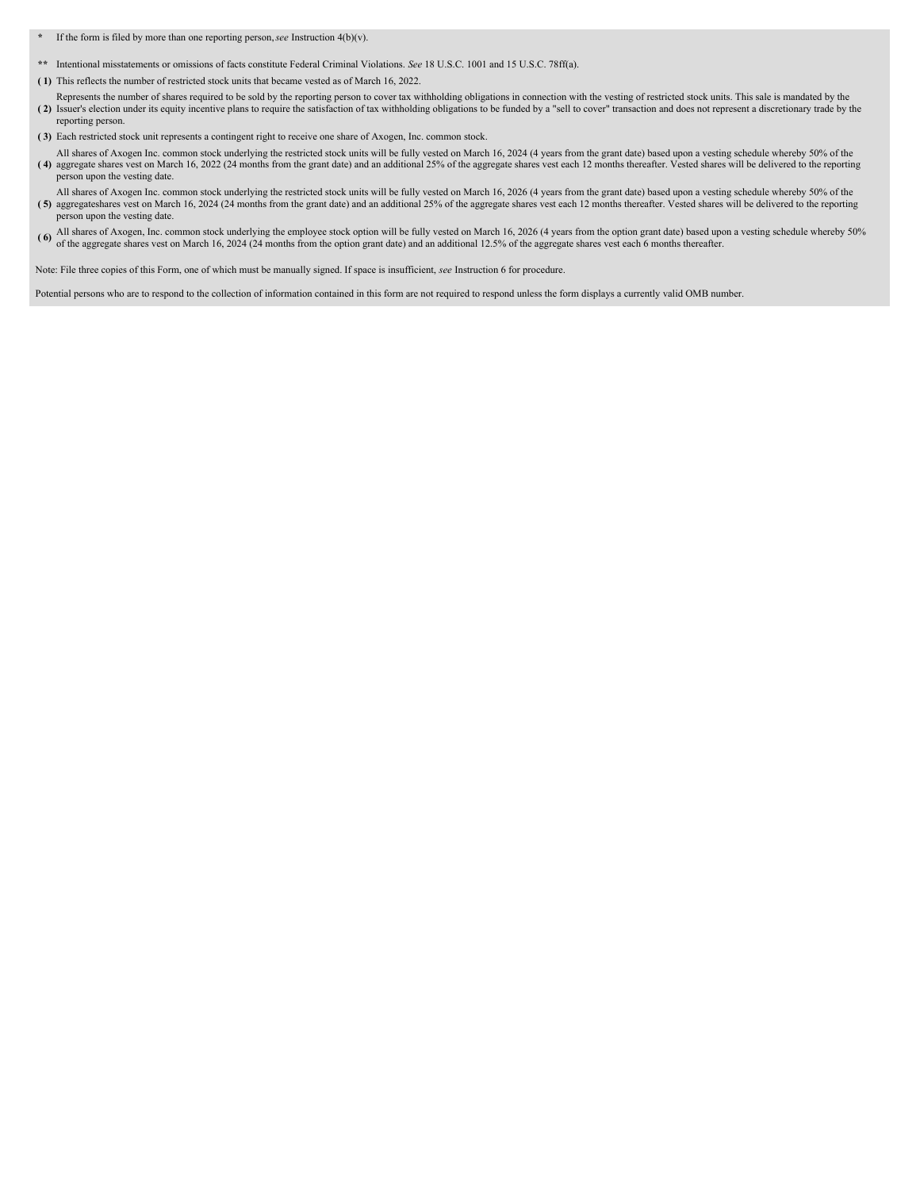\* If the form is filed by more than one reporting person, *see* Instruction 4(b)(v).

\*\* Intentional misstatements or omissions of facts constitute Federal Criminal Violations. *See* 18 U.S.C. 1001 and 15 U.S.C. 78ff(a).

**( 1)** This reflects the number of restricted stock units that became vested as of March 16, 2022.

**( 2)** Represents the number of shares required to be sold by the reporting person to cover tax withholding obligations in connection with the vesting of restricted stock units. This sale is mandated by the Issuer's election under its equity incentive plans to require the satisfaction of tax withholding obligations to be funded by a "sell to cover" transaction and does not represent a discretionary trade by the reporting person.

**( 3)** Each restricted stock unit represents a contingent right to receive one share of Axogen, Inc. common stock.

**( 4)** All shares of Axogen Inc. common stock underlying the restricted stock units will be fully vested on March 16, 2024 (4 years from the grant date) based upon a vesting schedule whereby 50% of the aggregate shares vest on March 16, 2022 (24 months from the grant date) and an additional 25% of the aggregate shares vest each 12 months thereafter. Vested shares will be delivered to the reporting person upon the vesting date.

**( 5)** All shares of Axogen Inc. common stock underlying the restricted stock units will be fully vested on March 16, 2026 (4 years from the grant date) based upon a vesting schedule whereby 50% of the aggregateshares vest on March 16, 2024 (24 months from the grant date) and an additional 25% of the aggregate shares vest each 12 months thereafter. Vested shares will be delivered to the reporting person upon the vesting date.

**( 6)** All shares of Axogen, Inc. common stock underlying the employee stock option will be fully vested on March 16, 2026 (4 years from the option grant date) based upon a vesting schedule whereby 50% of the aggregate shares vest on March 16, 2024 (24 months from the option grant date) and an additional 12.5% of the aggregate shares vest each 6 months thereafter.

Note: File three copies of this Form, one of which must be manually signed. If space is insufficient, *see* Instruction 6 for procedure.

Potential persons who are to respond to the collection of information contained in this form are not required to respond unless the form displays a currently valid OMB number.